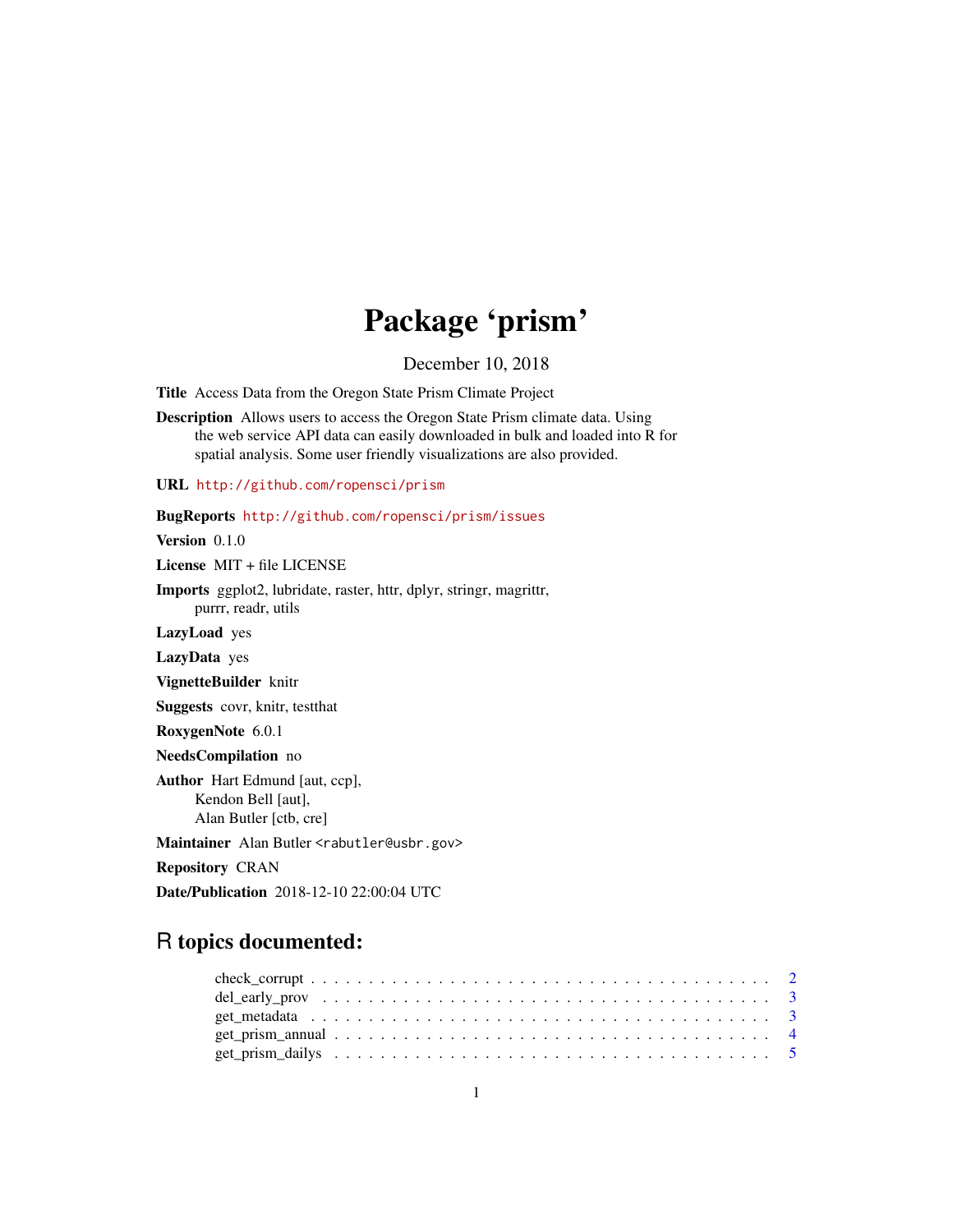# Package 'prism'

December 10, 2018

**Title** Access Data from the Oregon State Prism Climate Project

**Description** Allows users to access the Oregon State Prism climate data. Using the web service API data can easily downloaded in bulk and loaded into R for spatial analysis. Some user friendly visualizations are also provided.

**URL** http://github.com/ropensci/prism

**BugReports** http://github.com/ropensci/prism/issues

**Version** 0.1.0

**License** MIT + file LICENSE

**Imports** ggplot2, lubridate, raster, httr, dplyr, stringr, magrittr, purrr, readr, utils

**LazyLoad** yes

**LazyData** yes

**VignetteBuilder** knitr

**Suggests** covr, knitr, testthat

**RoxygenNote** 6.0.1

**NeedsCompilation** no

**Author** Hart Edmund [aut, ccp],
Kendon Bell [aut],
Alan Butler [ctb, cre]

**Maintainer** Alan Butler <rabutler@usbr.gov>

**Repository** CRAN

**Date/Publication** 2018-12-10 22:00:04 UTC

## R topics documented:

check_corrupt . . . . . . . . . . . . . . . . . . . . . . . . . . . . . . . . . . . . . . 2
del_early_prov . . . . . . . . . . . . . . . . . . . . . . . . . . . . . . . . . . . . . . 3
get_metadata . . . . . . . . . . . . . . . . . . . . . . . . . . . . . . . . . . . . . . 3
get_prism_annual . . . . . . . . . . . . . . . . . . . . . . . . . . . . . . . . . . . . 4
get_prism_dailys . . . . . . . . . . . . . . . . . . . . . . . . . . . . . . . . . . . . 5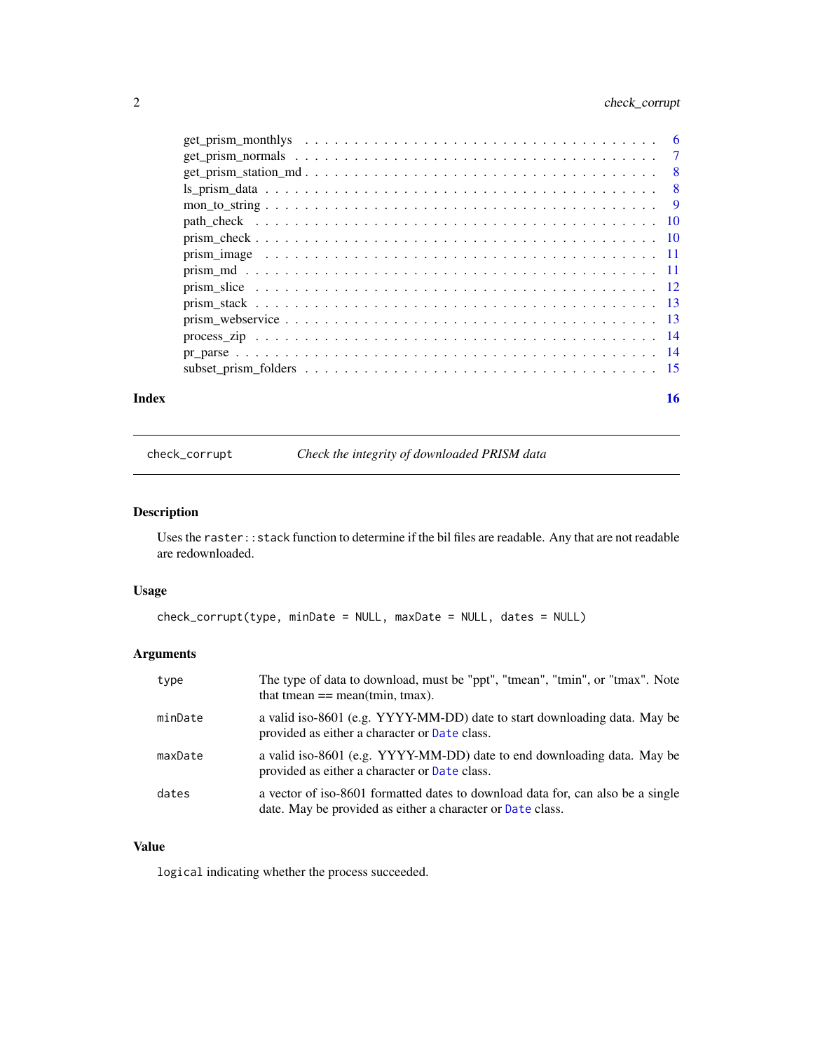get_prism_monthlys . . . . . . . . . . . . . . . . . . . . . . . . . . . . . . . . . 6
get_prism_normals . . . . . . . . . . . . . . . . . . . . . . . . . . . . . . . . . 7
get_prism_station_md . . . . . . . . . . . . . . . . . . . . . . . . . . . . . . . . 8
ls_prism_data . . . . . . . . . . . . . . . . . . . . . . . . . . . . . . . . . . . 8
mon_to_string . . . . . . . . . . . . . . . . . . . . . . . . . . . . . . . . . . . 9
path_check . . . . . . . . . . . . . . . . . . . . . . . . . . . . . . . . . . . . 10
prism_check . . . . . . . . . . . . . . . . . . . . . . . . . . . . . . . . . . . 10
prism_image . . . . . . . . . . . . . . . . . . . . . . . . . . . . . . . . . . . 11
prism_md . . . . . . . . . . . . . . . . . . . . . . . . . . . . . . . . . . . . . 11
prism_slice . . . . . . . . . . . . . . . . . . . . . . . . . . . . . . . . . . . 12
prism_stack . . . . . . . . . . . . . . . . . . . . . . . . . . . . . . . . . . . 13
prism_webservice . . . . . . . . . . . . . . . . . . . . . . . . . . . . . . . . . 13
process_zip . . . . . . . . . . . . . . . . . . . . . . . . . . . . . . . . . . . 14
pr_parse . . . . . . . . . . . . . . . . . . . . . . . . . . . . . . . . . . . . . 14
subset_prism_folders . . . . . . . . . . . . . . . . . . . . . . . . . . . . . . 15

**Index** 16

---

`check_corrupt` *Check the integrity of downloaded PRISM data*

---

### Description

Uses the `raster::stack` function to determine if the bil files are readable. Any that are not readable are redownloaded.

### Usage

```
check_corrupt(type, minDate = NULL, maxDate = NULL, dates = NULL)
```

### Arguments

| | |
|---|---|
| `type` | The type of data to download, must be "ppt", "tmean", "tmin", or "tmax". Note that tmean == mean(tmin, tmax). |
| `minDate` | a valid iso-8601 (e.g. YYYY-MM-DD) date to start downloading data. May be provided as either a character or `Date` class. |
| `maxDate` | a valid iso-8601 (e.g. YYYY-MM-DD) date to end downloading data. May be provided as either a character or `Date` class. |
| `dates` | a vector of iso-8601 formatted dates to download data for, can also be a single date. May be provided as either a character or `Date` class. |

### Value

`logical` indicating whether the process succeeded.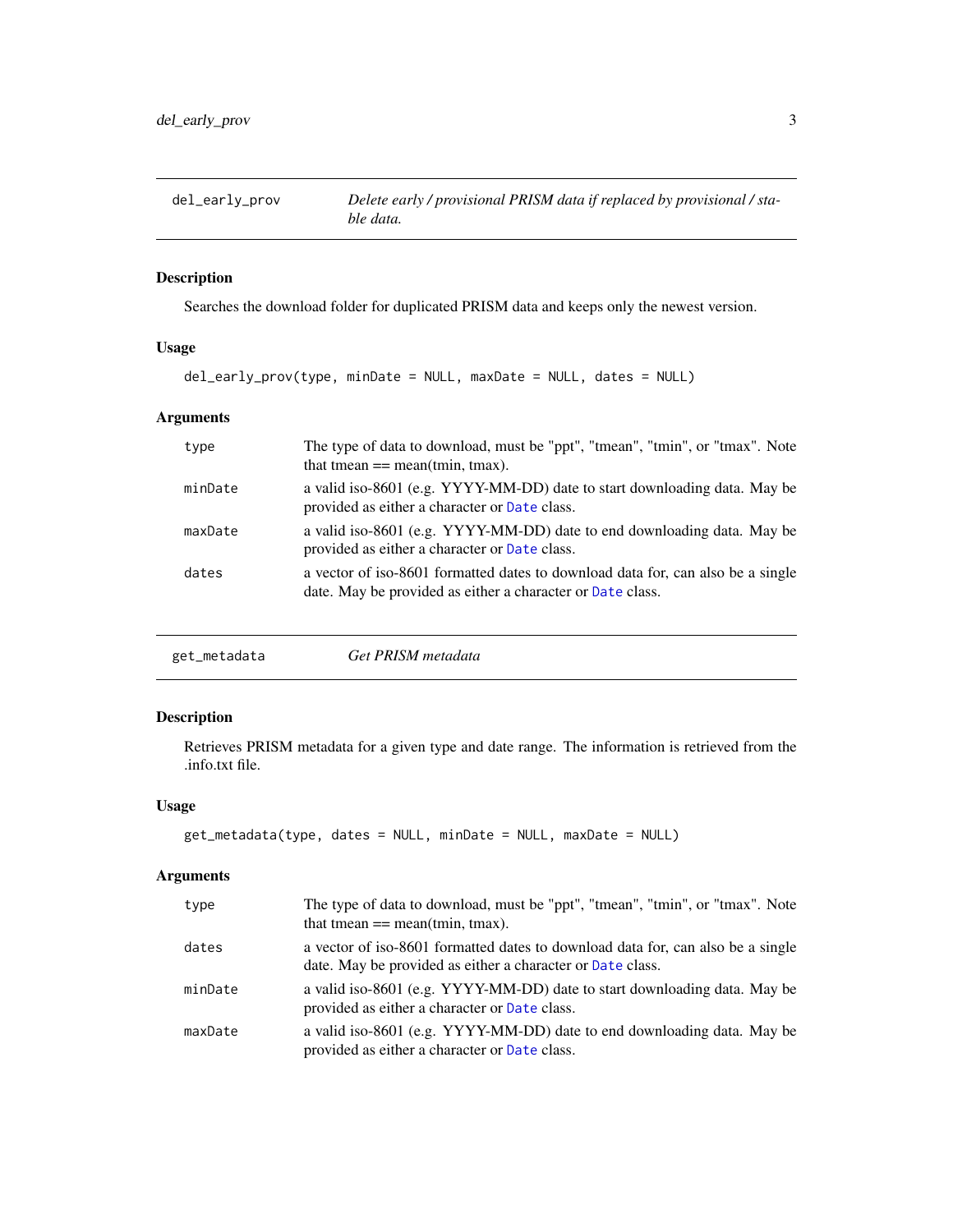## del_early_prov — *Delete early / provisional PRISM data if replaced by provisional / stable data.*

### Description

Searches the download folder for duplicated PRISM data and keeps only the newest version.

### Usage

```
del_early_prov(type, minDate = NULL, maxDate = NULL, dates = NULL)
```

### Arguments

| | |
|---|---|
| type | The type of data to download, must be "ppt", "tmean", "tmin", or "tmax". Note that tmean == mean(tmin, tmax). |
| minDate | a valid iso-8601 (e.g. YYYY-MM-DD) date to start downloading data. May be provided as either a character or Date class. |
| maxDate | a valid iso-8601 (e.g. YYYY-MM-DD) date to end downloading data. May be provided as either a character or Date class. |
| dates | a vector of iso-8601 formatted dates to download data for, can also be a single date. May be provided as either a character or Date class. |

## get_metadata — *Get PRISM metadata*

### Description

Retrieves PRISM metadata for a given type and date range. The information is retrieved from the .info.txt file.

### Usage

```
get_metadata(type, dates = NULL, minDate = NULL, maxDate = NULL)
```

### Arguments

| | |
|---|---|
| type | The type of data to download, must be "ppt", "tmean", "tmin", or "tmax". Note that tmean == mean(tmin, tmax). |
| dates | a vector of iso-8601 formatted dates to download data for, can also be a single date. May be provided as either a character or Date class. |
| minDate | a valid iso-8601 (e.g. YYYY-MM-DD) date to start downloading data. May be provided as either a character or Date class. |
| maxDate | a valid iso-8601 (e.g. YYYY-MM-DD) date to end downloading data. May be provided as either a character or Date class. |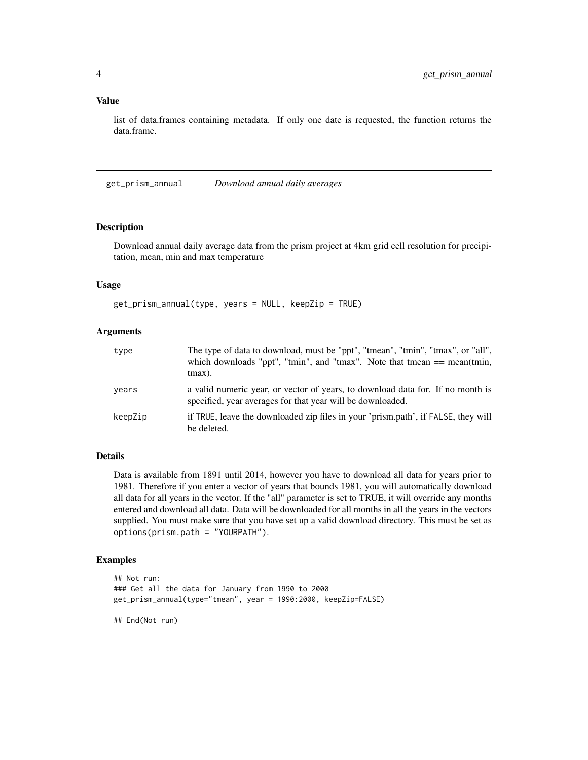### Value

list of data.frames containing metadata. If only one date is requested, the function returns the data.frame.

---

## get_prism_annual    *Download annual daily averages*

---

### Description

Download annual daily average data from the prism project at 4km grid cell resolution for precipitation, mean, min and max temperature

### Usage

```
get_prism_annual(type, years = NULL, keepZip = TRUE)
```

### Arguments

| | |
|---|---|
| `type` | The type of data to download, must be "ppt", "tmean", "tmin", "tmax", or "all", which downloads "ppt", "tmin", and "tmax". Note that tmean == mean(tmin, tmax). |
| `years` | a valid numeric year, or vector of years, to download data for. If no month is specified, year averages for that year will be downloaded. |
| `keepZip` | if `TRUE`, leave the downloaded zip files in your 'prism.path', if `FALSE`, they will be deleted. |

### Details

Data is available from 1891 until 2014, however you have to download all data for years prior to 1981. Therefore if you enter a vector of years that bounds 1981, you will automatically download all data for all years in the vector. If the "all" parameter is set to TRUE, it will override any months entered and download all data. Data will be downloaded for all months in all the years in the vectors supplied. You must make sure that you have set up a valid download directory. This must be set as `options(prism.path = "YOURPATH")`.

### Examples

```
## Not run:
### Get all the data for January from 1990 to 2000
get_prism_annual(type="tmean", year = 1990:2000, keepZip=FALSE)

## End(Not run)
```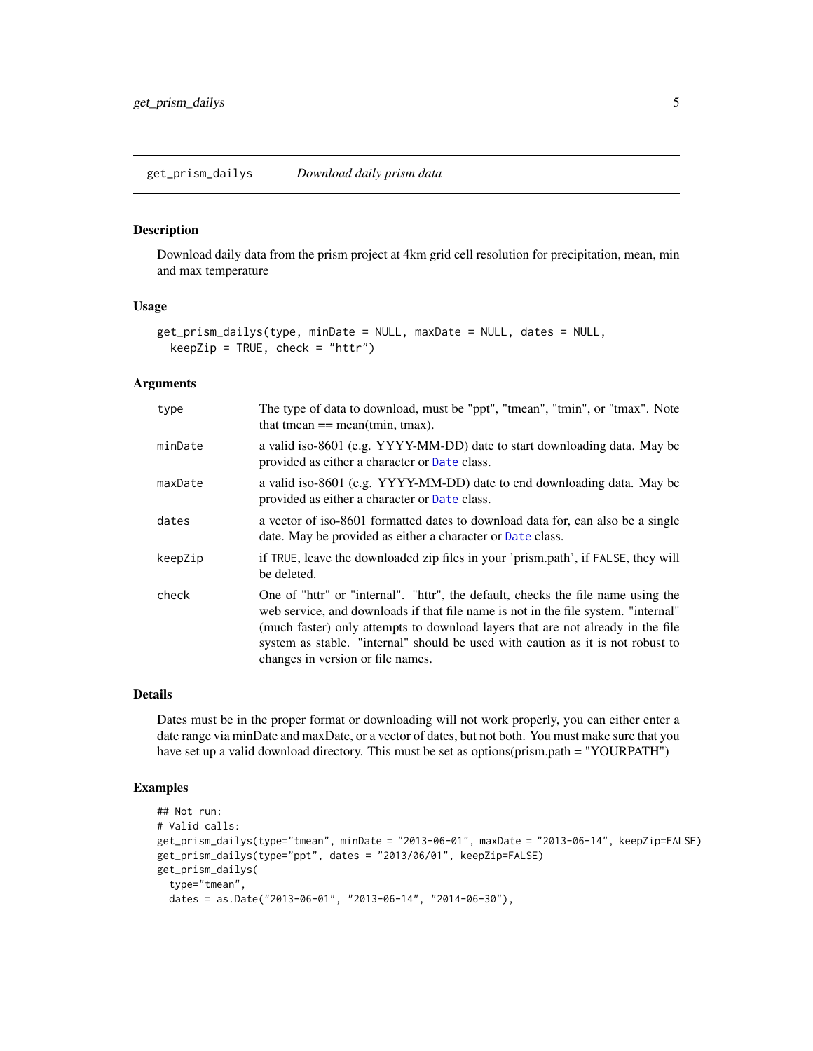## get_prism_dailys — *Download daily prism data*

### Description

Download daily data from the prism project at 4km grid cell resolution for precipitation, mean, min and max temperature

### Usage

```
get_prism_dailys(type, minDate = NULL, maxDate = NULL, dates = NULL,
  keepZip = TRUE, check = "httr")
```

### Arguments

| | |
|---|---|
| `type` | The type of data to download, must be "ppt", "tmean", "tmin", or "tmax". Note that tmean == mean(tmin, tmax). |
| `minDate` | a valid iso-8601 (e.g. YYYY-MM-DD) date to start downloading data. May be provided as either a character or `Date` class. |
| `maxDate` | a valid iso-8601 (e.g. YYYY-MM-DD) date to end downloading data. May be provided as either a character or `Date` class. |
| `dates` | a vector of iso-8601 formatted dates to download data for, can also be a single date. May be provided as either a character or `Date` class. |
| `keepZip` | if `TRUE`, leave the downloaded zip files in your 'prism.path', if `FALSE`, they will be deleted. |
| `check` | One of "httr" or "internal". "httr", the default, checks the file name using the web service, and downloads if that file name is not in the file system. "internal" (much faster) only attempts to download layers that are not already in the file system as stable. "internal" should be used with caution as it is not robust to changes in version or file names. |

### Details

Dates must be in the proper format or downloading will not work properly, you can either enter a date range via minDate and maxDate, or a vector of dates, but not both. You must make sure that you have set up a valid download directory. This must be set as options(prism.path = "YOURPATH")

### Examples

```
## Not run:
# Valid calls:
get_prism_dailys(type="tmean", minDate = "2013-06-01", maxDate = "2013-06-14", keepZip=FALSE)
get_prism_dailys(type="ppt", dates = "2013/06/01", keepZip=FALSE)
get_prism_dailys(
  type="tmean",
  dates = as.Date("2013-06-01", "2013-06-14", "2014-06-30"),
```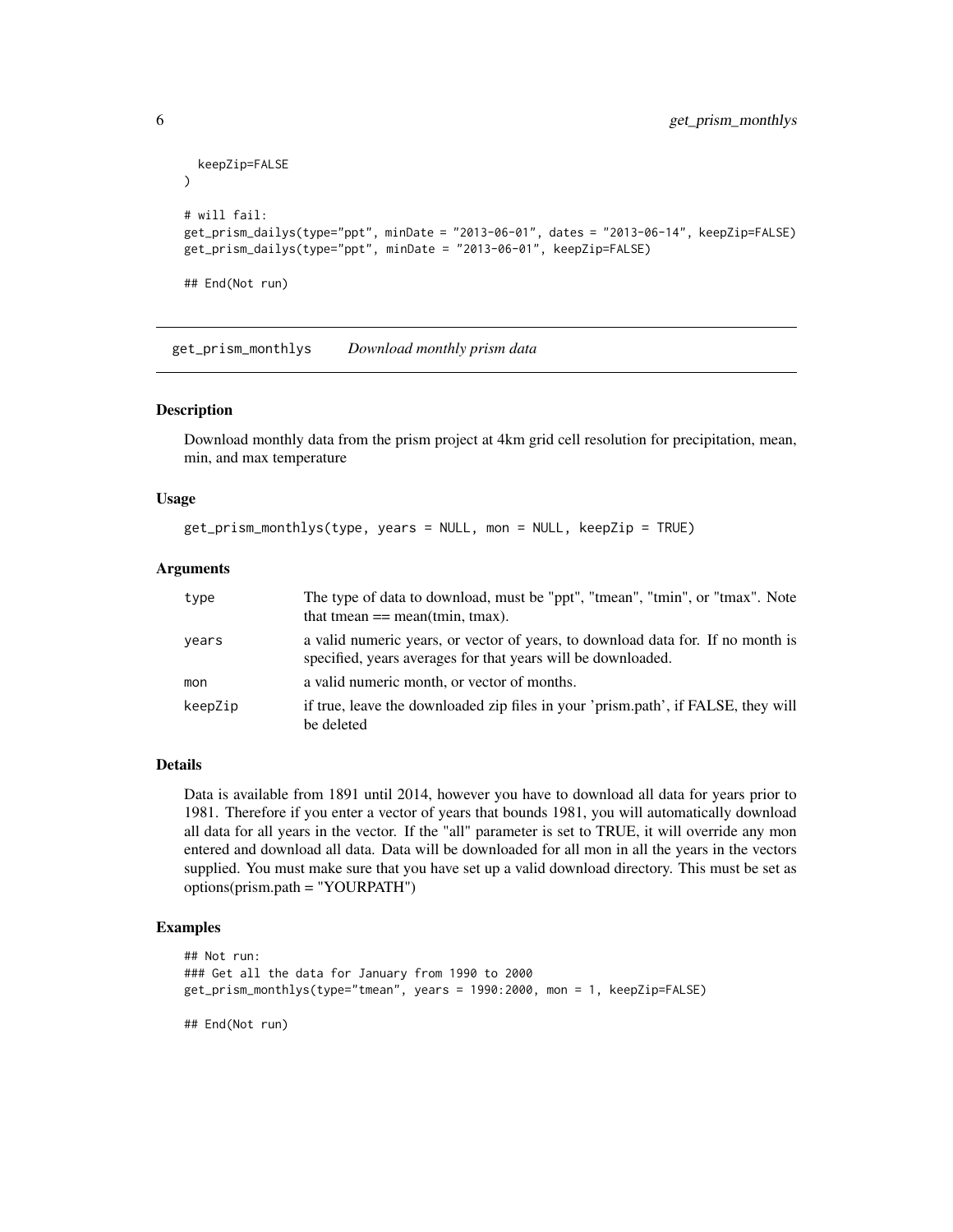```
  keepZip=FALSE
)

# will fail:
get_prism_dailys(type="ppt", minDate = "2013-06-01", dates = "2013-06-14", keepZip=FALSE)
get_prism_dailys(type="ppt", minDate = "2013-06-01", keepZip=FALSE)

## End(Not run)
```

---

## get_prism_monthlys *Download monthly prism data*

### Description

Download monthly data from the prism project at 4km grid cell resolution for precipitation, mean, min, and max temperature

### Usage

```
get_prism_monthlys(type, years = NULL, mon = NULL, keepZip = TRUE)
```

### Arguments

| | |
|---|---|
| type | The type of data to download, must be "ppt", "tmean", "tmin", or "tmax". Note that tmean == mean(tmin, tmax). |
| years | a valid numeric years, or vector of years, to download data for. If no month is specified, years averages for that years will be downloaded. |
| mon | a valid numeric month, or vector of months. |
| keepZip | if true, leave the downloaded zip files in your 'prism.path', if FALSE, they will be deleted |

### Details

Data is available from 1891 until 2014, however you have to download all data for years prior to 1981. Therefore if you enter a vector of years that bounds 1981, you will automatically download all data for all years in the vector. If the "all" parameter is set to TRUE, it will override any mon entered and download all data. Data will be downloaded for all mon in all the years in the vectors supplied. You must make sure that you have set up a valid download directory. This must be set as options(prism.path = "YOURPATH")

### Examples

```
## Not run:
### Get all the data for January from 1990 to 2000
get_prism_monthlys(type="tmean", years = 1990:2000, mon = 1, keepZip=FALSE)

## End(Not run)
```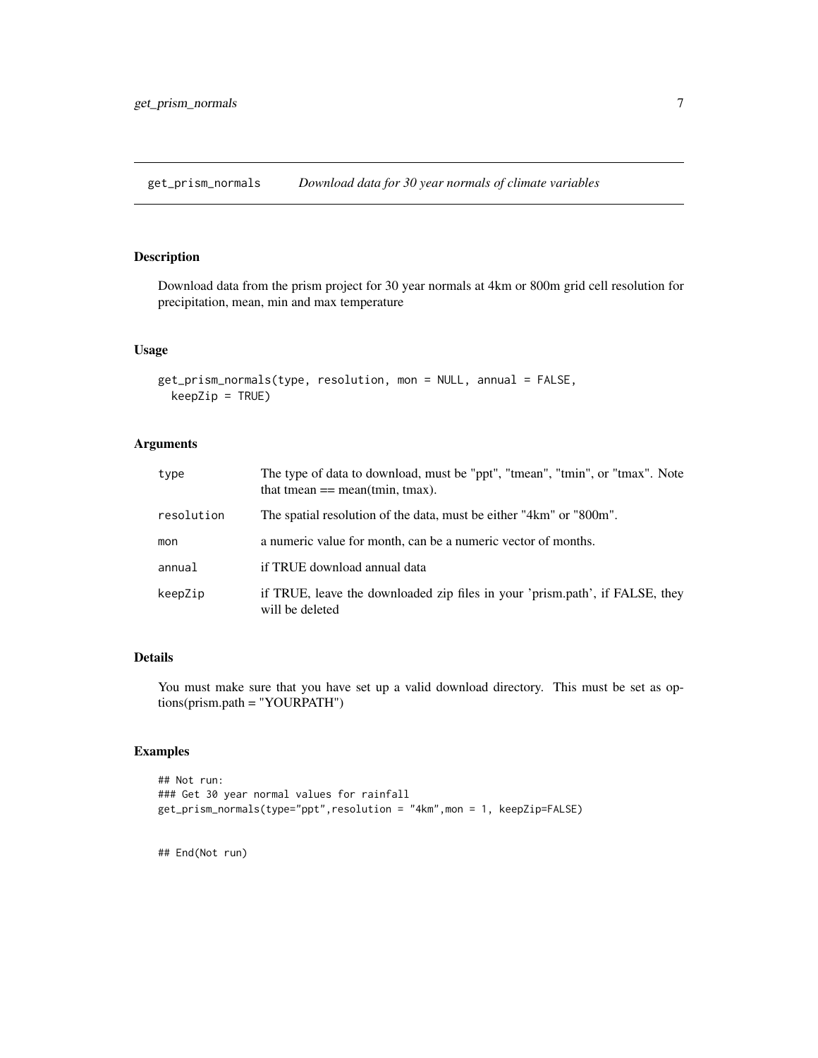# get_prism_normals — *Download data for 30 year normals of climate variables*

## Description

Download data from the prism project for 30 year normals at 4km or 800m grid cell resolution for precipitation, mean, min and max temperature

## Usage

```
get_prism_normals(type, resolution, mon = NULL, annual = FALSE,
  keepZip = TRUE)
```

## Arguments

| | |
|---|---|
| `type` | The type of data to download, must be "ppt", "tmean", "tmin", or "tmax". Note that tmean == mean(tmin, tmax). |
| `resolution` | The spatial resolution of the data, must be either "4km" or "800m". |
| `mon` | a numeric value for month, can be a numeric vector of months. |
| `annual` | if TRUE download annual data |
| `keepZip` | if TRUE, leave the downloaded zip files in your 'prism.path', if FALSE, they will be deleted |

## Details

You must make sure that you have set up a valid download directory. This must be set as options(prism.path = "YOURPATH")

## Examples

```
## Not run:
### Get 30 year normal values for rainfall
get_prism_normals(type="ppt",resolution = "4km",mon = 1, keepZip=FALSE)


## End(Not run)
```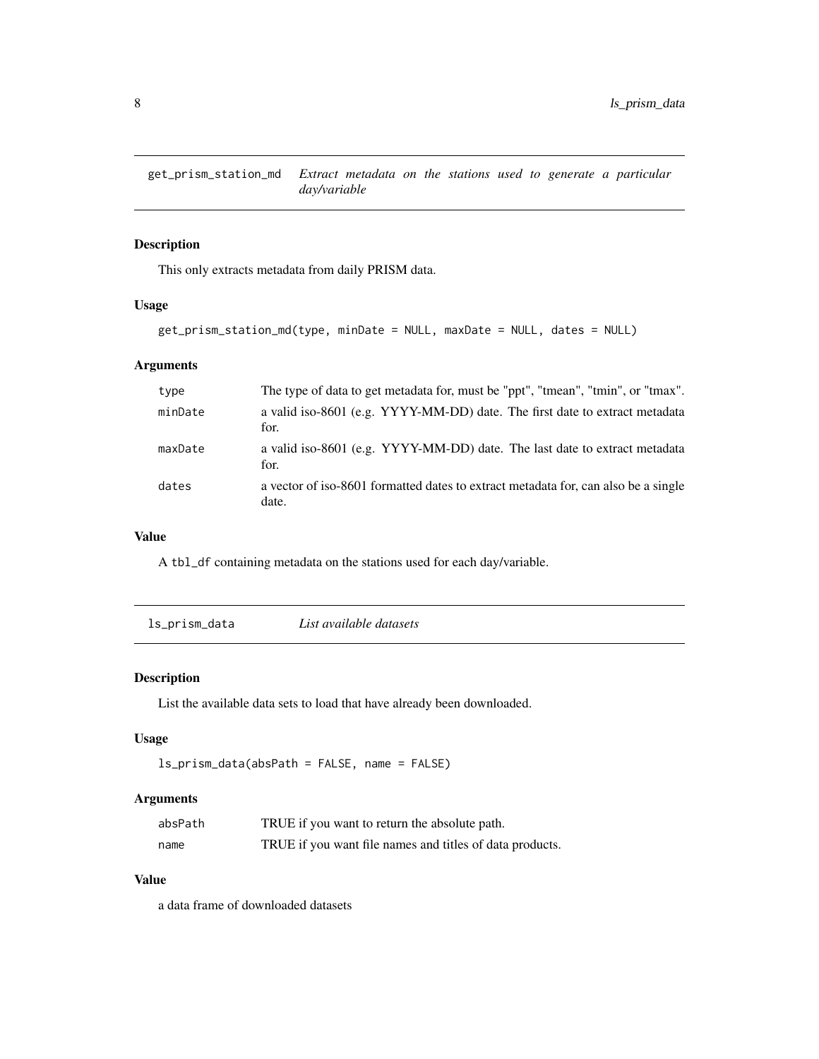## get_prism_station_md — *Extract metadata on the stations used to generate a particular day/variable*

### Description

This only extracts metadata from daily PRISM data.

### Usage

```
get_prism_station_md(type, minDate = NULL, maxDate = NULL, dates = NULL)
```

### Arguments

| | |
|---|---|
| type | The type of data to get metadata for, must be "ppt", "tmean", "tmin", or "tmax". |
| minDate | a valid iso-8601 (e.g. YYYY-MM-DD) date. The first date to extract metadata for. |
| maxDate | a valid iso-8601 (e.g. YYYY-MM-DD) date. The last date to extract metadata for. |
| dates | a vector of iso-8601 formatted dates to extract metadata for, can also be a single date. |

### Value

A `tbl_df` containing metadata on the stations used for each day/variable.

## ls_prism_data — *List available datasets*

### Description

List the available data sets to load that have already been downloaded.

### Usage

```
ls_prism_data(absPath = FALSE, name = FALSE)
```

### Arguments

| | |
|---|---|
| absPath | TRUE if you want to return the absolute path. |
| name | TRUE if you want file names and titles of data products. |

### Value

a data frame of downloaded datasets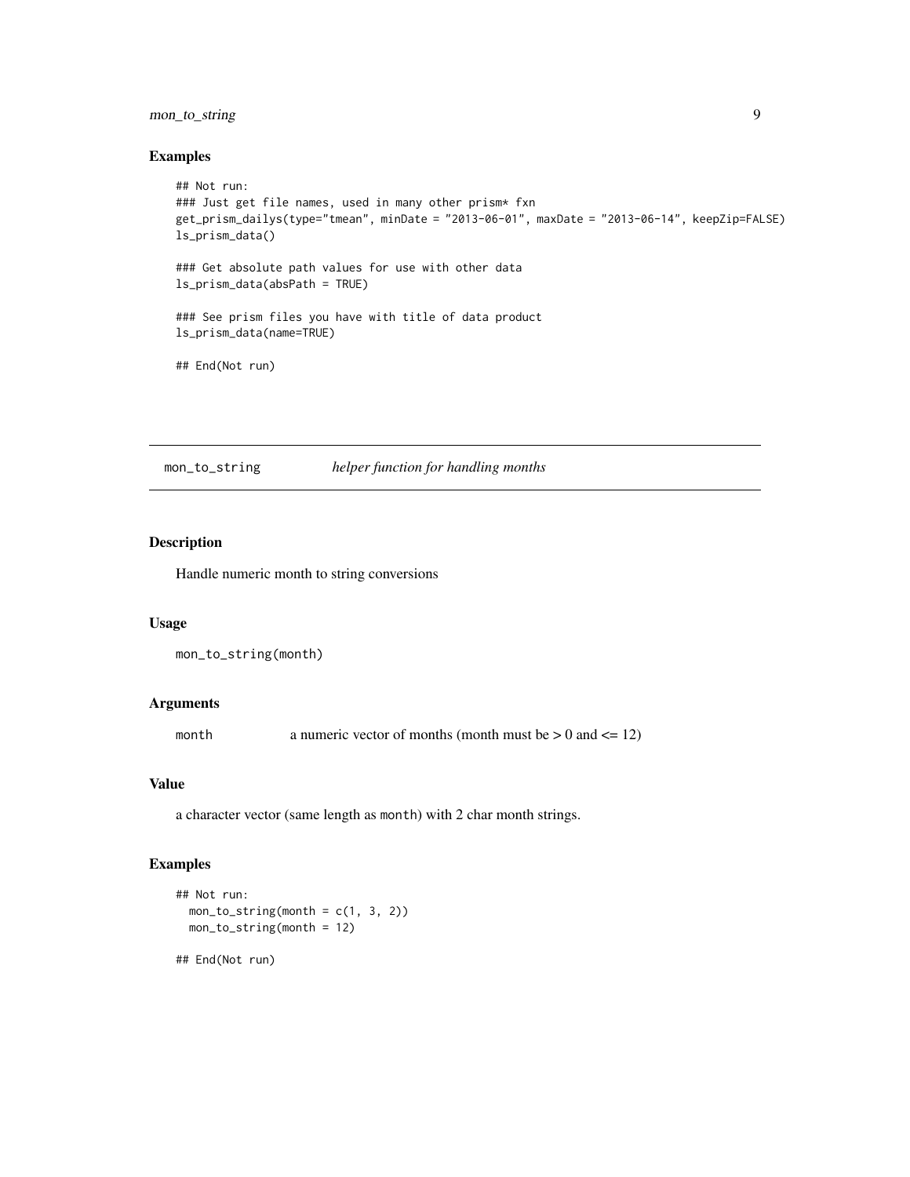## Examples

```
## Not run:
### Just get file names, used in many other prism* fxn
get_prism_dailys(type="tmean", minDate = "2013-06-01", maxDate = "2013-06-14", keepZip=FALSE)
ls_prism_data()

### Get absolute path values for use with other data
ls_prism_data(absPath = TRUE)

### See prism files you have with title of data product
ls_prism_data(name=TRUE)

## End(Not run)
```

---

# mon_to_string *helper function for handling months*

---

## Description

Handle numeric month to string conversions

## Usage

```
mon_to_string(month)
```

## Arguments

| | |
|---|---|
| month | a numeric vector of months (month must be > 0 and <= 12) |

## Value

a character vector (same length as month) with 2 char month strings.

## Examples

```
## Not run:
  mon_to_string(month = c(1, 3, 2))
  mon_to_string(month = 12)

## End(Not run)
```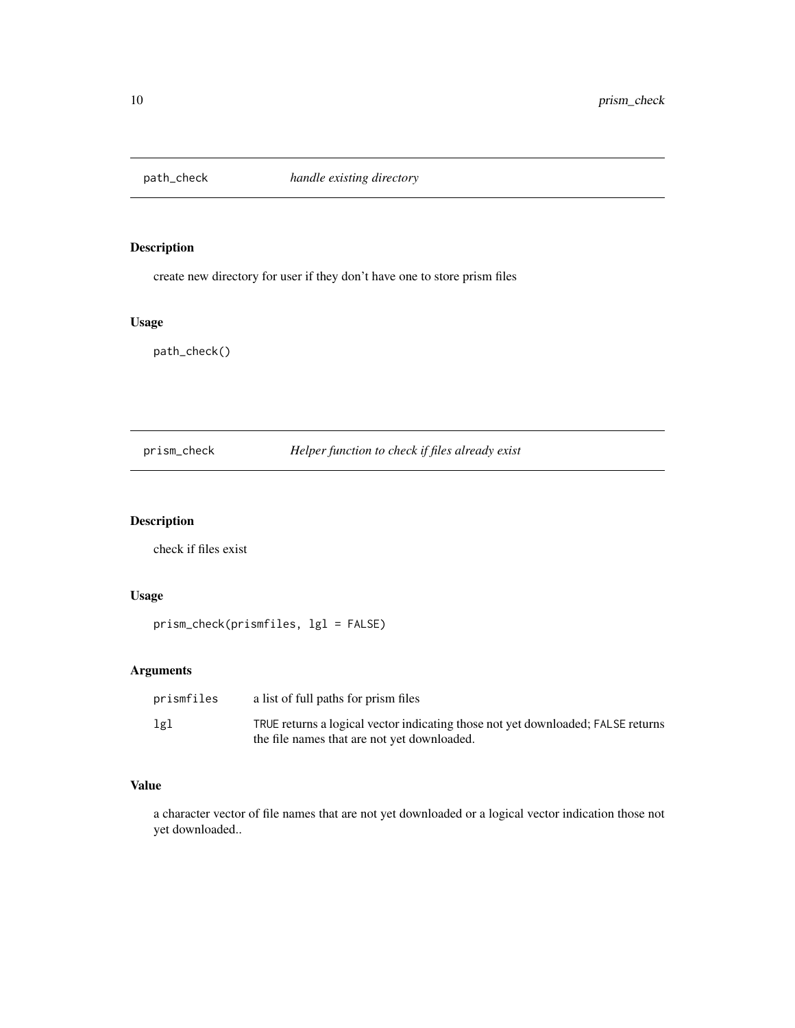## path_check *handle existing directory*

### Description

create new directory for user if they don't have one to store prism files

### Usage

```
path_check()
```

## prism_check *Helper function to check if files already exist*

### Description

check if files exist

### Usage

```
prism_check(prismfiles, lgl = FALSE)
```

### Arguments

| | |
|---|---|
| prismfiles | a list of full paths for prism files |
| lgl | TRUE returns a logical vector indicating those not yet downloaded; FALSE returns the file names that are not yet downloaded. |

### Value

a character vector of file names that are not yet downloaded or a logical vector indication those not yet downloaded..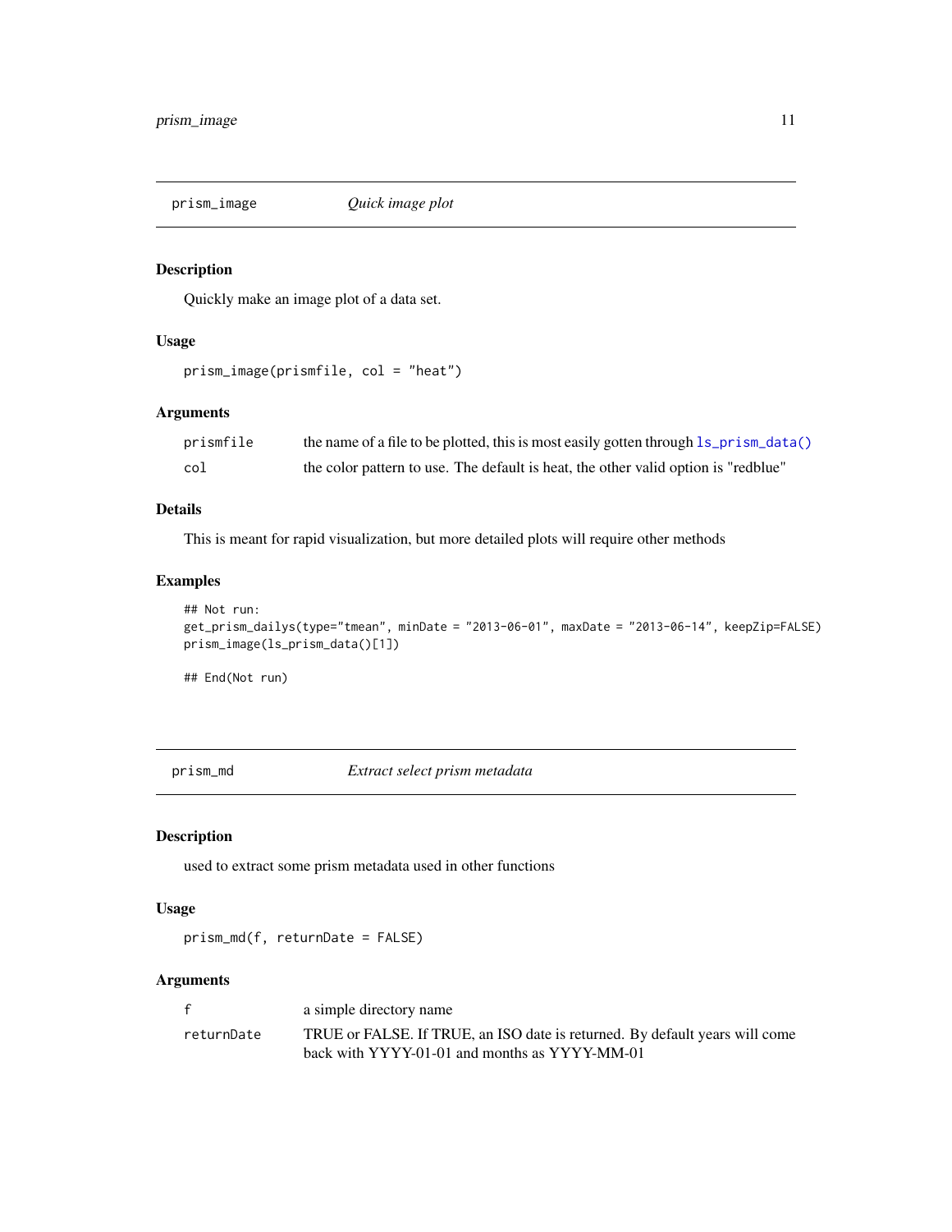## prism_image — *Quick image plot*

### Description

Quickly make an image plot of a data set.

### Usage

```
prism_image(prismfile, col = "heat")
```

### Arguments

| | |
|---|---|
| prismfile | the name of a file to be plotted, this is most easily gotten through ls_prism_data() |
| col | the color pattern to use. The default is heat, the other valid option is "redblue" |

### Details

This is meant for rapid visualization, but more detailed plots will require other methods

### Examples

```
## Not run:
get_prism_dailys(type="tmean", minDate = "2013-06-01", maxDate = "2013-06-14", keepZip=FALSE)
prism_image(ls_prism_data()[1])

## End(Not run)
```

## prism_md — *Extract select prism metadata*

### Description

used to extract some prism metadata used in other functions

### Usage

```
prism_md(f, returnDate = FALSE)
```

### Arguments

| | |
|---|---|
| f | a simple directory name |
| returnDate | TRUE or FALSE. If TRUE, an ISO date is returned. By default years will come back with YYYY-01-01 and months as YYYY-MM-01 |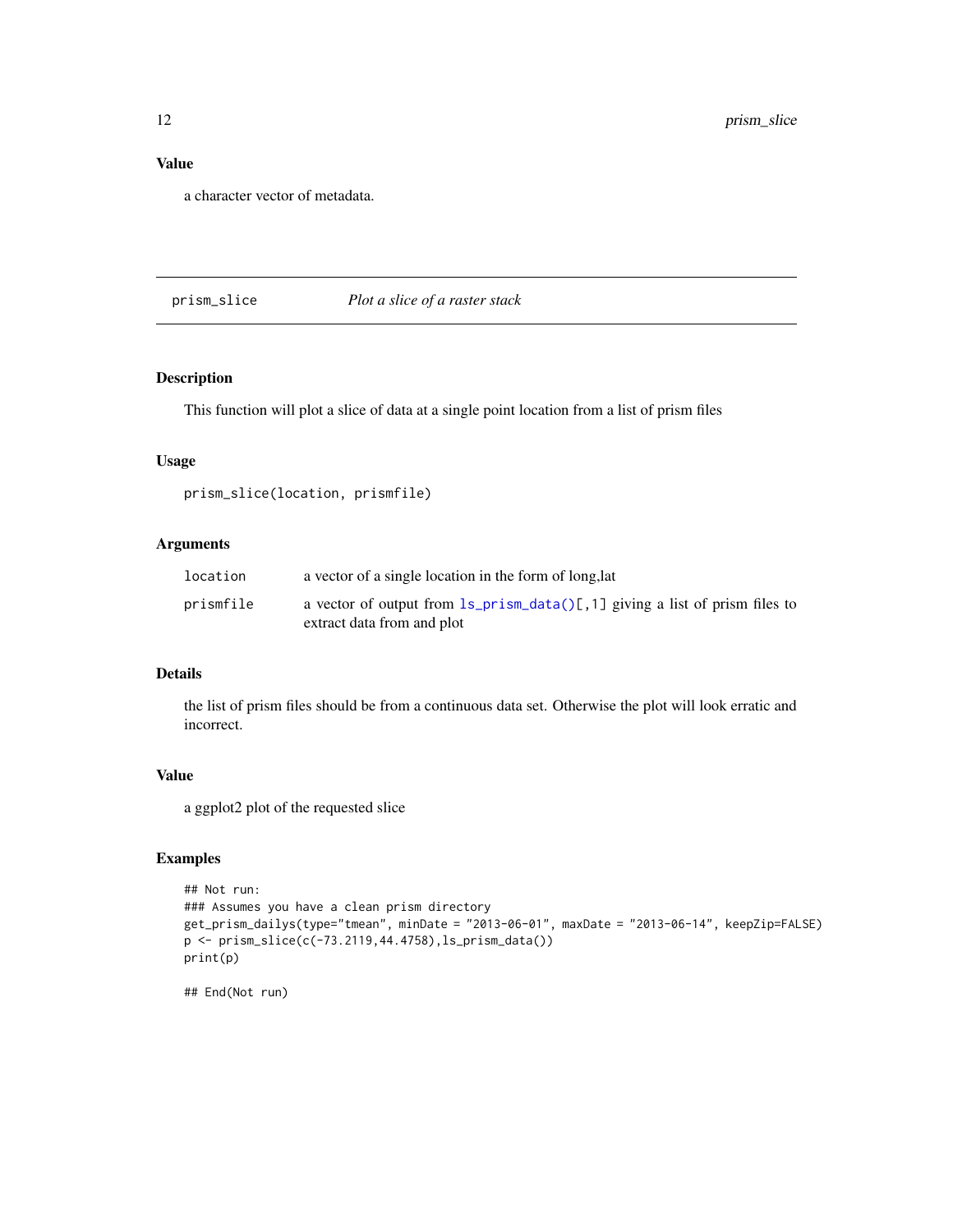### Value

a character vector of metadata.

---

## prism_slice — *Plot a slice of a raster stack*

---

### Description

This function will plot a slice of data at a single point location from a list of prism files

### Usage

```
prism_slice(location, prismfile)
```

### Arguments

| | |
|---|---|
| location | a vector of a single location in the form of long,lat |
| prismfile | a vector of output from ls_prism_data()[,1] giving a list of prism files to extract data from and plot |

### Details

the list of prism files should be from a continuous data set. Otherwise the plot will look erratic and incorrect.

### Value

a ggplot2 plot of the requested slice

### Examples

```
## Not run:
### Assumes you have a clean prism directory
get_prism_dailys(type="tmean", minDate = "2013-06-01", maxDate = "2013-06-14", keepZip=FALSE)
p <- prism_slice(c(-73.2119,44.4758),ls_prism_data())
print(p)

## End(Not run)
```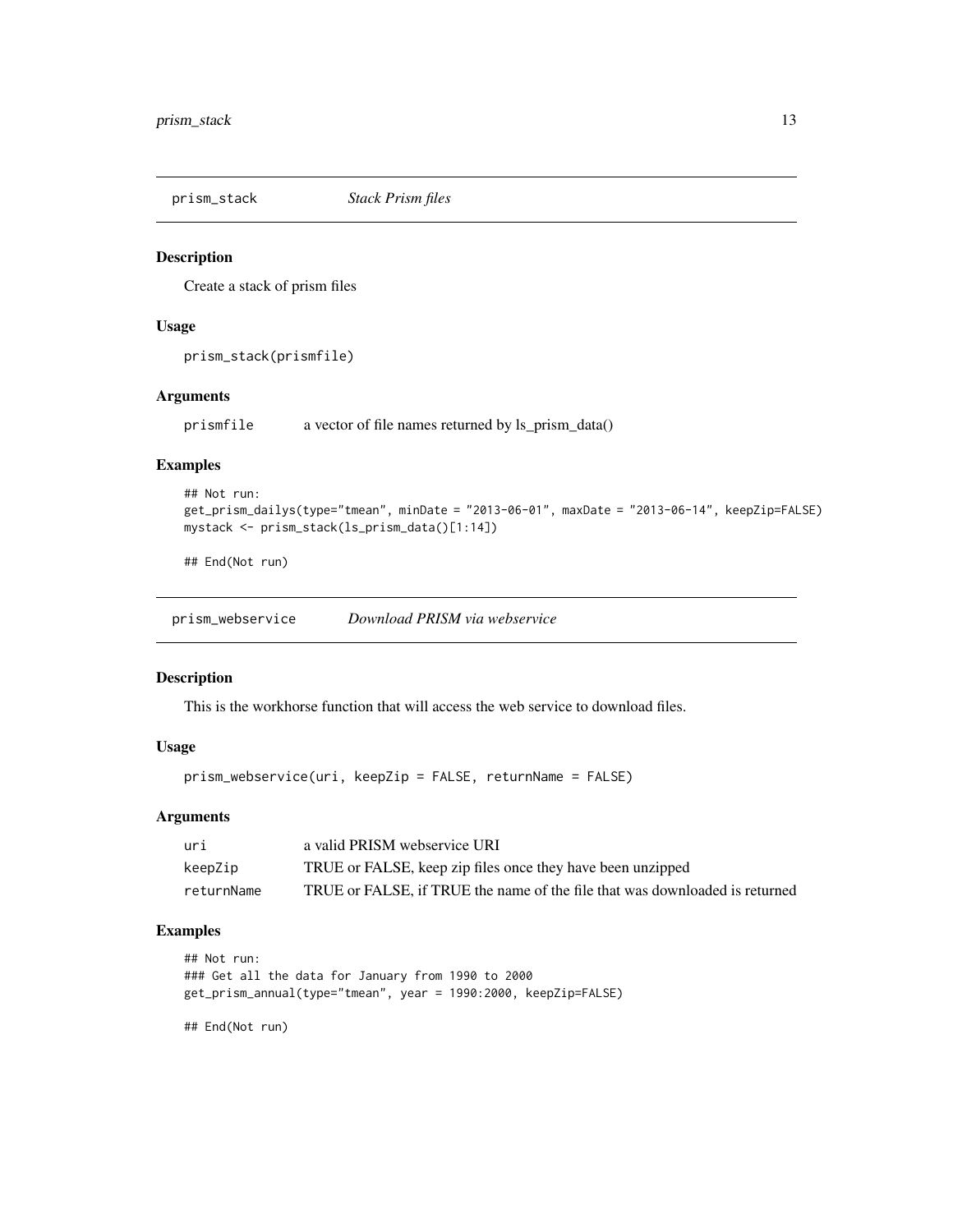## prism_stack — *Stack Prism files*

### Description

Create a stack of prism files

### Usage

```
prism_stack(prismfile)
```

### Arguments

| | |
|---|---|
| prismfile | a vector of file names returned by ls_prism_data() |

### Examples

```
## Not run:
get_prism_dailys(type="tmean", minDate = "2013-06-01", maxDate = "2013-06-14", keepZip=FALSE)
mystack <- prism_stack(ls_prism_data()[1:14])

## End(Not run)
```

## prism_webservice — *Download PRISM via webservice*

### Description

This is the workhorse function that will access the web service to download files.

### Usage

```
prism_webservice(uri, keepZip = FALSE, returnName = FALSE)
```

### Arguments

| | |
|---|---|
| uri | a valid PRISM webservice URI |
| keepZip | TRUE or FALSE, keep zip files once they have been unzipped |
| returnName | TRUE or FALSE, if TRUE the name of the file that was downloaded is returned |

### Examples

```
## Not run:
### Get all the data for January from 1990 to 2000
get_prism_annual(type="tmean", year = 1990:2000, keepZip=FALSE)

## End(Not run)
```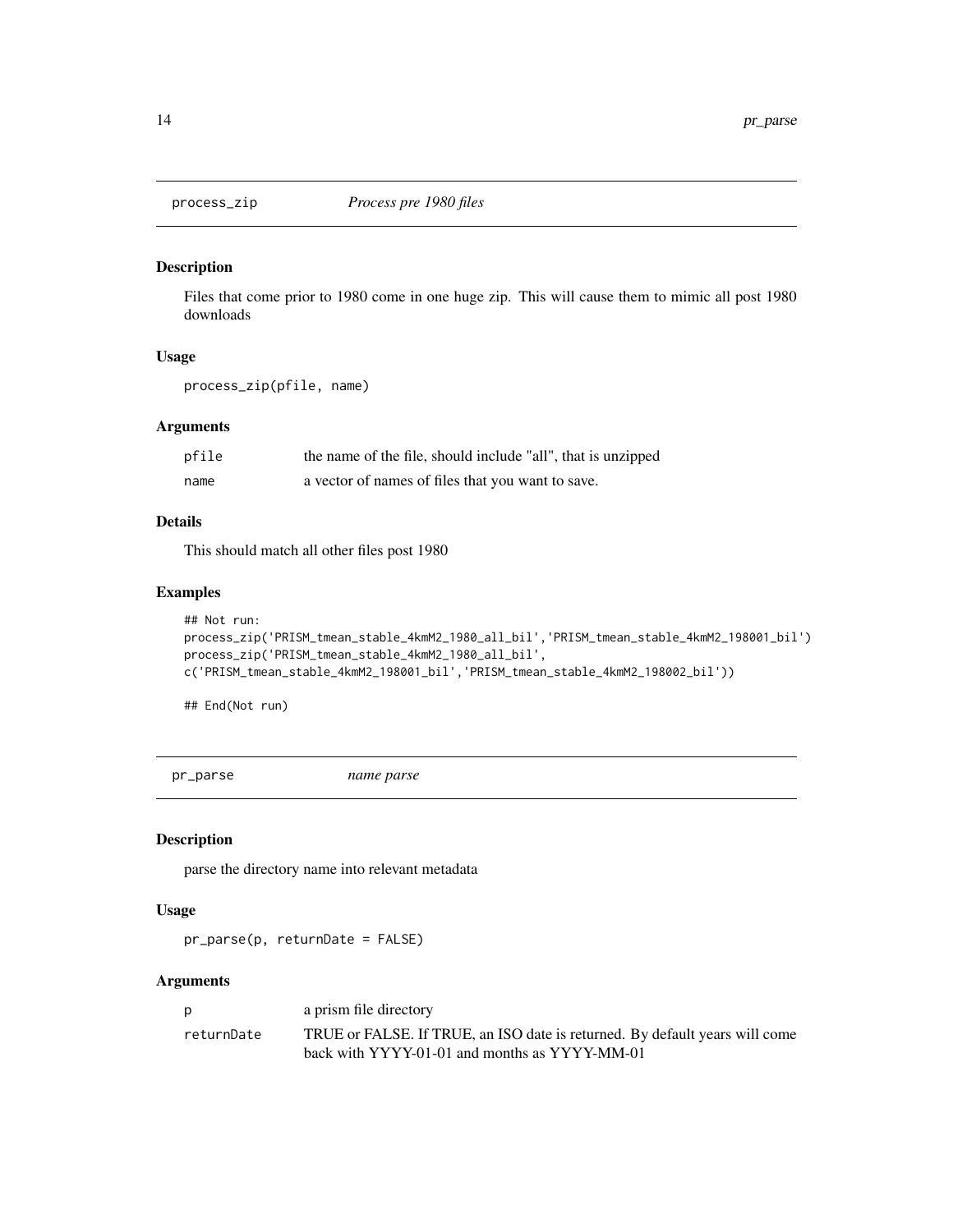## process_zip    *Process pre 1980 files*

### Description

Files that come prior to 1980 come in one huge zip. This will cause them to mimic all post 1980 downloads

### Usage

```
process_zip(pfile, name)
```

### Arguments

| | |
|---|---|
| pfile | the name of the file, should include "all", that is unzipped |
| name | a vector of names of files that you want to save. |

### Details

This should match all other files post 1980

### Examples

```
## Not run:
process_zip('PRISM_tmean_stable_4kmM2_1980_all_bil','PRISM_tmean_stable_4kmM2_198001_bil')
process_zip('PRISM_tmean_stable_4kmM2_1980_all_bil',
c('PRISM_tmean_stable_4kmM2_198001_bil','PRISM_tmean_stable_4kmM2_198002_bil'))

## End(Not run)
```

## pr_parse    *name parse*

### Description

parse the directory name into relevant metadata

### Usage

```
pr_parse(p, returnDate = FALSE)
```

### Arguments

| | |
|---|---|
| p | a prism file directory |
| returnDate | TRUE or FALSE. If TRUE, an ISO date is returned. By default years will come back with YYYY-01-01 and months as YYYY-MM-01 |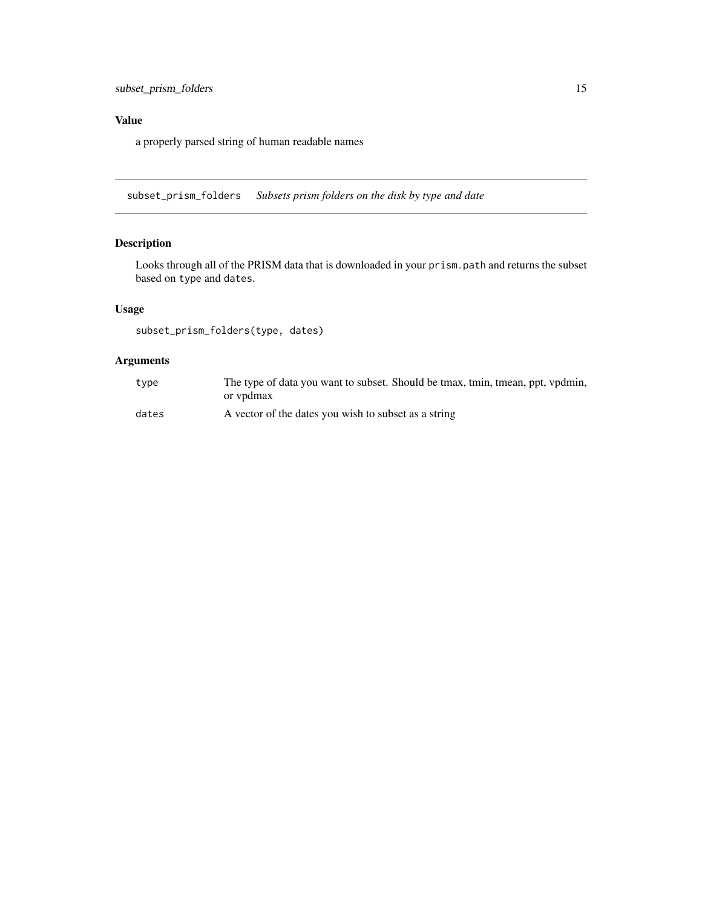## Value

a properly parsed string of human readable names

---

## subset_prism_folders *Subsets prism folders on the disk by type and date*

### Description

Looks through all of the PRISM data that is downloaded in your `prism.path` and returns the subset based on `type` and `dates`.

### Usage

```
subset_prism_folders(type, dates)
```

### Arguments

| | |
|---|---|
| `type` | The type of data you want to subset. Should be tmax, tmin, tmean, ppt, vpdmin, or vpdmax |
| `dates` | A vector of the dates you wish to subset as a string |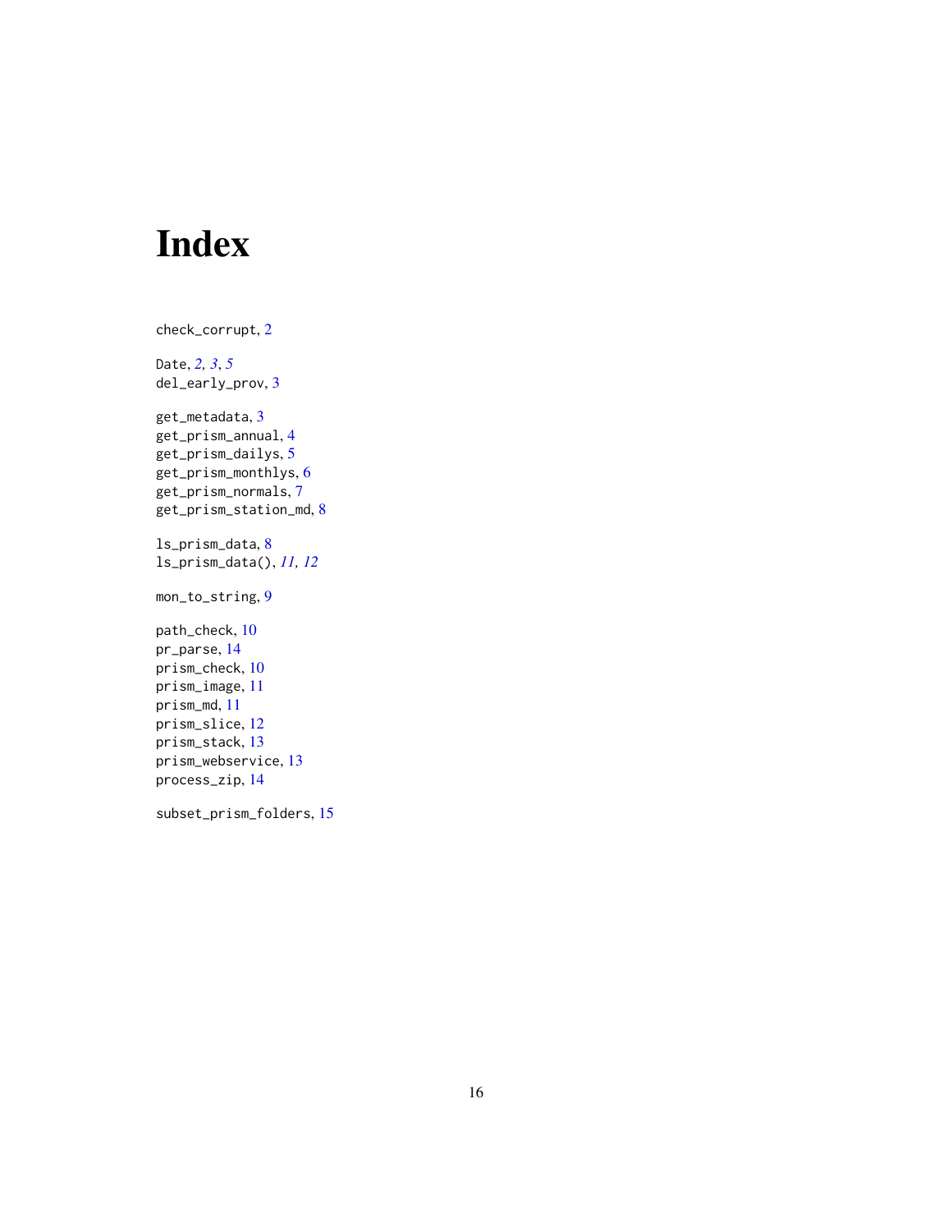# Index

check_corrupt, 2

Date, *2, 3*, *5*
del_early_prov, 3

get_metadata, 3
get_prism_annual, 4
get_prism_dailys, 5
get_prism_monthlys, 6
get_prism_normals, 7
get_prism_station_md, 8

ls_prism_data, 8
ls_prism_data(), *11, 12*

mon_to_string, 9

path_check, 10
pr_parse, 14
prism_check, 10
prism_image, 11
prism_md, 11
prism_slice, 12
prism_stack, 13
prism_webservice, 13
process_zip, 14

subset_prism_folders, 15